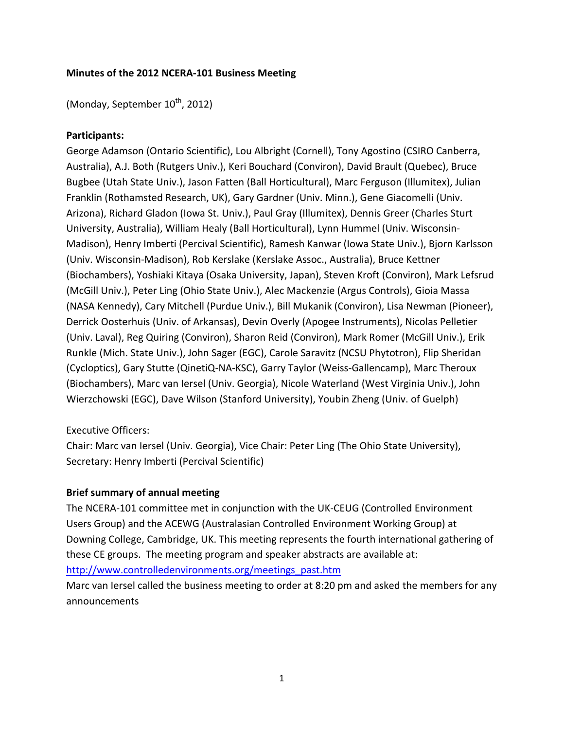**Minutes of the 2012 NCERA-101 Business Meeting**

(Monday, September 10th, 2012)

**Participants:**
George Adamson (Ontario Scientific), Lou Albright (Cornell), Tony Agostino (CSIRO Canberra, Australia), A.J. Both (Rutgers Univ.), Keri Bouchard (Conviron), David Brault (Quebec), Bruce Bugbee (Utah State Univ.), Jason Fatten (Ball Horticultural), Marc Ferguson (Illumitex), Julian Franklin (Rothamsted Research, UK), Gary Gardner (Univ. Minn.), Gene Giacomelli (Univ. Arizona), Richard Gladon (Iowa St. Univ.), Paul Gray (Illumitex), Dennis Greer (Charles Sturt University, Australia), William Healy (Ball Horticultural), Lynn Hummel (Univ. Wisconsin-Madison), Henry Imberti (Percival Scientific), Ramesh Kanwar (Iowa State Univ.), Bjorn Karlsson (Univ. Wisconsin-Madison), Rob Kerslake (Kerslake Assoc., Australia), Bruce Kettner (Biochambers), Yoshiaki Kitaya (Osaka University, Japan), Steven Kroft (Conviron), Mark Lefsrud (McGill Univ.), Peter Ling (Ohio State Univ.), Alec Mackenzie (Argus Controls), Gioia Massa (NASA Kennedy), Cary Mitchell (Purdue Univ.), Bill Mukanik (Conviron), Lisa Newman (Pioneer), Derrick Oosterhuis (Univ. of Arkansas), Devin Overly (Apogee Instruments), Nicolas Pelletier (Univ. Laval), Reg Quiring (Conviron), Sharon Reid (Conviron), Mark Romer (McGill Univ.), Erik Runkle (Mich. State Univ.), John Sager (EGC), Carole Saravitz (NCSU Phytotron), Flip Sheridan (Cycloptics), Gary Stutte (QinetiQ-NA-KSC), Garry Taylor (Weiss-Gallencamp), Marc Theroux (Biochambers), Marc van Iersel (Univ. Georgia), Nicole Waterland (West Virginia Univ.), John Wierzchowski (EGC), Dave Wilson (Stanford University), Youbin Zheng (Univ. of Guelph)

Executive Officers:
Chair: Marc van Iersel (Univ. Georgia), Vice Chair: Peter Ling (The Ohio State University), Secretary: Henry Imberti (Percival Scientific)

**Brief summary of annual meeting**

The NCERA-101 committee met in conjunction with the UK-CEUG (Controlled Environment Users Group) and the ACEWG (Australasian Controlled Environment Working Group) at Downing College, Cambridge, UK. This meeting represents the fourth international gathering of these CE groups. The meeting program and speaker abstracts are available at:
http://www.controlledenvironments.org/meetings_past.htm

Marc van Iersel called the business meeting to order at 8:20 pm and asked the members for any announcements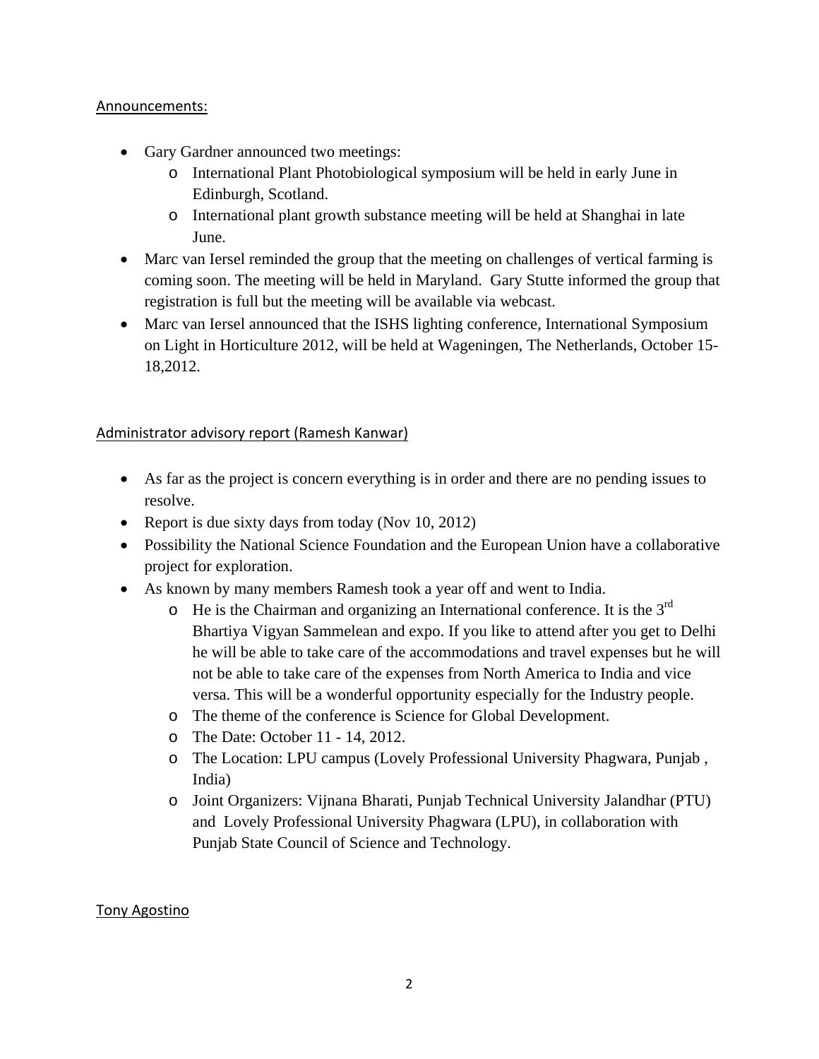Announcements:

- Gary Gardner announced two meetings:
  - International Plant Photobiological symposium will be held in early June in Edinburgh, Scotland.
  - International plant growth substance meeting will be held at Shanghai in late June.
- Marc van Iersel reminded the group that the meeting on challenges of vertical farming is coming soon. The meeting will be held in Maryland. Gary Stutte informed the group that registration is full but the meeting will be available via webcast.
- Marc van Iersel announced that the ISHS lighting conference, International Symposium on Light in Horticulture 2012, will be held at Wageningen, The Netherlands, October 15-18,2012.

Administrator advisory report (Ramesh Kanwar)

- As far as the project is concern everything is in order and there are no pending issues to resolve.
- Report is due sixty days from today (Nov 10, 2012)
- Possibility the National Science Foundation and the European Union have a collaborative project for exploration.
- As known by many members Ramesh took a year off and went to India.
  - He is the Chairman and organizing an International conference. It is the 3rd Bhartiya Vigyan Sammelean and expo. If you like to attend after you get to Delhi he will be able to take care of the accommodations and travel expenses but he will not be able to take care of the expenses from North America to India and vice versa. This will be a wonderful opportunity especially for the Industry people.
  - The theme of the conference is Science for Global Development.
  - The Date: October 11 - 14, 2012.
  - The Location: LPU campus (Lovely Professional University Phagwara, Punjab , India)
  - Joint Organizers: Vijnana Bharati, Punjab Technical University Jalandhar (PTU) and Lovely Professional University Phagwara (LPU), in collaboration with Punjab State Council of Science and Technology.

Tony Agostino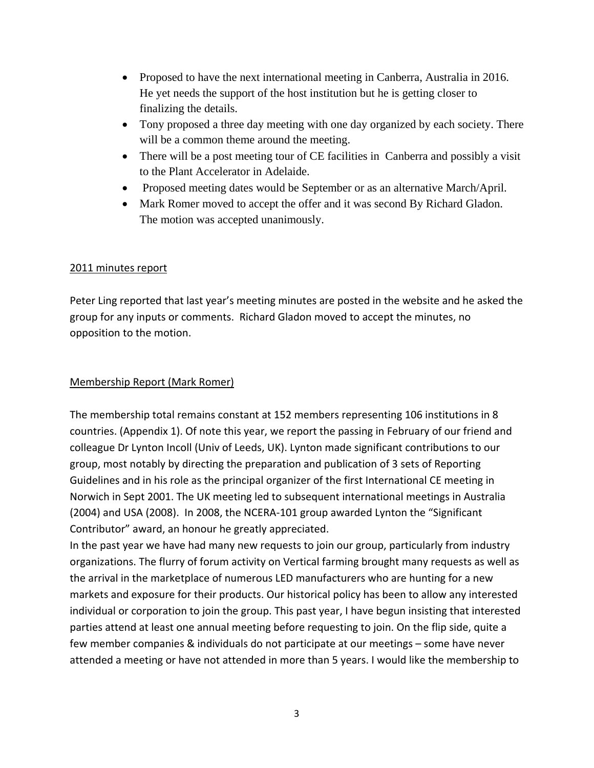- Proposed to have the next international meeting in Canberra, Australia in 2016. He yet needs the support of the host institution but he is getting closer to finalizing the details.
- Tony proposed a three day meeting with one day organized by each society. There will be a common theme around the meeting.
- There will be a post meeting tour of CE facilities in Canberra and possibly a visit to the Plant Accelerator in Adelaide.
- Proposed meeting dates would be September or as an alternative March/April.
- Mark Romer moved to accept the offer and it was second By Richard Gladon. The motion was accepted unanimously.

<u>2011 minutes report</u>

Peter Ling reported that last year's meeting minutes are posted in the website and he asked the group for any inputs or comments. Richard Gladon moved to accept the minutes, no opposition to the motion.

<u>Membership Report (Mark Romer)</u>

The membership total remains constant at 152 members representing 106 institutions in 8 countries. (Appendix 1). Of note this year, we report the passing in February of our friend and colleague Dr Lynton Incoll (Univ of Leeds, UK). Lynton made significant contributions to our group, most notably by directing the preparation and publication of 3 sets of Reporting Guidelines and in his role as the principal organizer of the first International CE meeting in Norwich in Sept 2001. The UK meeting led to subsequent international meetings in Australia (2004) and USA (2008). In 2008, the NCERA-101 group awarded Lynton the "Significant Contributor" award, an honour he greatly appreciated.
In the past year we have had many new requests to join our group, particularly from industry organizations. The flurry of forum activity on Vertical farming brought many requests as well as the arrival in the marketplace of numerous LED manufacturers who are hunting for a new markets and exposure for their products. Our historical policy has been to allow any interested individual or corporation to join the group. This past year, I have begun insisting that interested parties attend at least one annual meeting before requesting to join. On the flip side, quite a few member companies & individuals do not participate at our meetings – some have never attended a meeting or have not attended in more than 5 years. I would like the membership to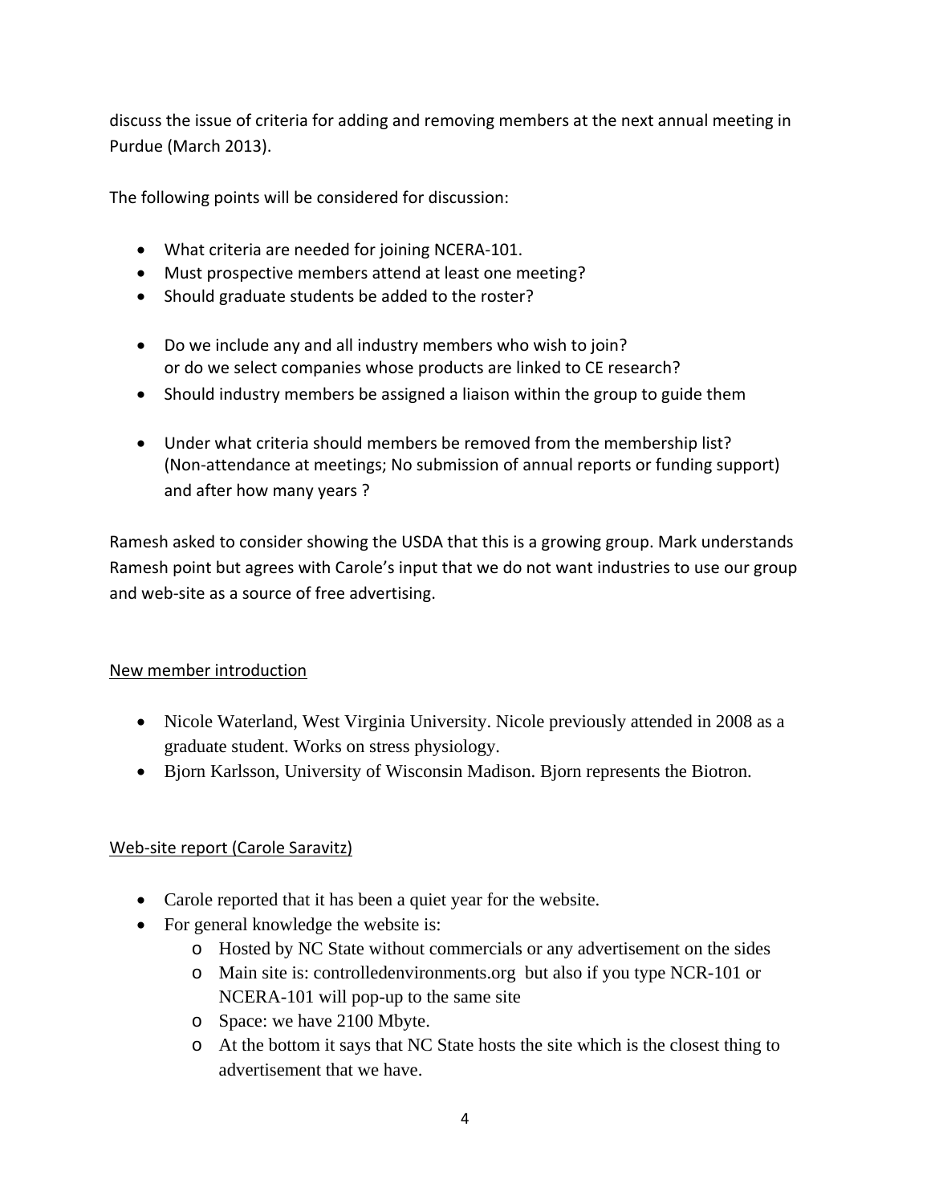discuss the issue of criteria for adding and removing members at the next annual meeting in Purdue (March 2013).

The following points will be considered for discussion:

- What criteria are needed for joining NCERA-101.
- Must prospective members attend at least one meeting?
- Should graduate students be added to the roster?

- Do we include any and all industry members who wish to join?
  or do we select companies whose products are linked to CE research?
- Should industry members be assigned a liaison within the group to guide them

- Under what criteria should members be removed from the membership list? (Non-attendance at meetings; No submission of annual reports or funding support) and after how many years ?

Ramesh asked to consider showing the USDA that this is a growing group. Mark understands Ramesh point but agrees with Carole's input that we do not want industries to use our group and web-site as a source of free advertising.

<u>New member introduction</u>

- Nicole Waterland, West Virginia University. Nicole previously attended in 2008 as a graduate student. Works on stress physiology.
- Bjorn Karlsson, University of Wisconsin Madison. Bjorn represents the Biotron.

<u>Web-site report (Carole Saravitz)</u>

- Carole reported that it has been a quiet year for the website.
- For general knowledge the website is:
  - Hosted by NC State without commercials or any advertisement on the sides
  - Main site is: controlledenvironments.org but also if you type NCR-101 or NCERA-101 will pop-up to the same site
  - Space: we have 2100 Mbyte.
  - At the bottom it says that NC State hosts the site which is the closest thing to advertisement that we have.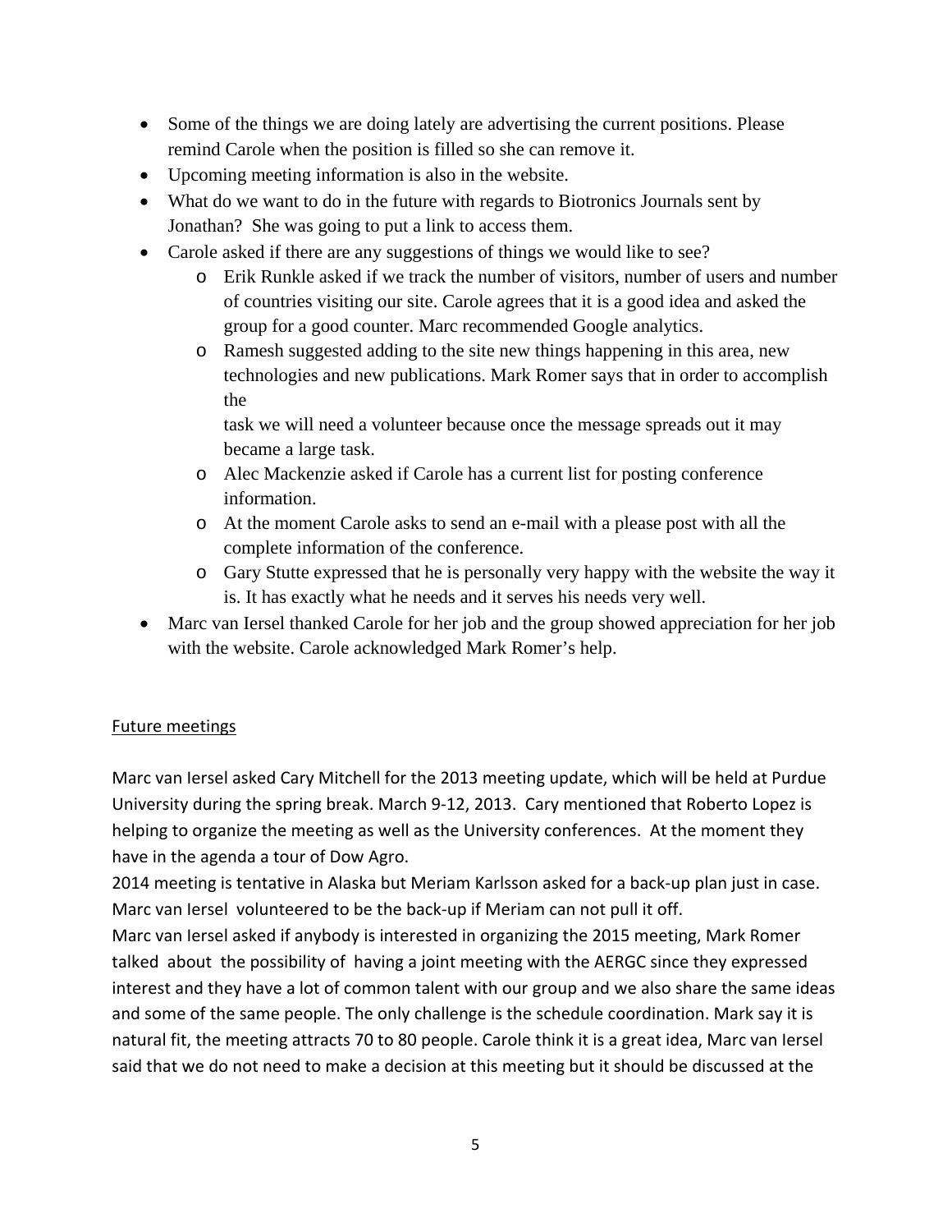- Some of the things we are doing lately are advertising the current positions. Please remind Carole when the position is filled so she can remove it.
- Upcoming meeting information is also in the website.
- What do we want to do in the future with regards to Biotronics Journals sent by Jonathan? She was going to put a link to access them.
- Carole asked if there are any suggestions of things we would like to see?
  - Erik Runkle asked if we track the number of visitors, number of users and number of countries visiting our site. Carole agrees that it is a good idea and asked the group for a good counter. Marc recommended Google analytics.
  - Ramesh suggested adding to the site new things happening in this area, new technologies and new publications. Mark Romer says that in order to accomplish the task we will need a volunteer because once the message spreads out it may became a large task.
  - Alec Mackenzie asked if Carole has a current list for posting conference information.
  - At the moment Carole asks to send an e-mail with a please post with all the complete information of the conference.
  - Gary Stutte expressed that he is personally very happy with the website the way it is. It has exactly what he needs and it serves his needs very well.
- Marc van Iersel thanked Carole for her job and the group showed appreciation for her job with the website. Carole acknowledged Mark Romer's help.

## Future meetings

Marc van Iersel asked Cary Mitchell for the 2013 meeting update, which will be held at Purdue University during the spring break. March 9-12, 2013. Cary mentioned that Roberto Lopez is helping to organize the meeting as well as the University conferences. At the moment they have in the agenda a tour of Dow Agro.

2014 meeting is tentative in Alaska but Meriam Karlsson asked for a back-up plan just in case. Marc van Iersel volunteered to be the back-up if Meriam can not pull it off.

Marc van Iersel asked if anybody is interested in organizing the 2015 meeting, Mark Romer talked about the possibility of having a joint meeting with the AERGC since they expressed interest and they have a lot of common talent with our group and we also share the same ideas and some of the same people. The only challenge is the schedule coordination. Mark say it is natural fit, the meeting attracts 70 to 80 people. Carole think it is a great idea, Marc van Iersel said that we do not need to make a decision at this meeting but it should be discussed at the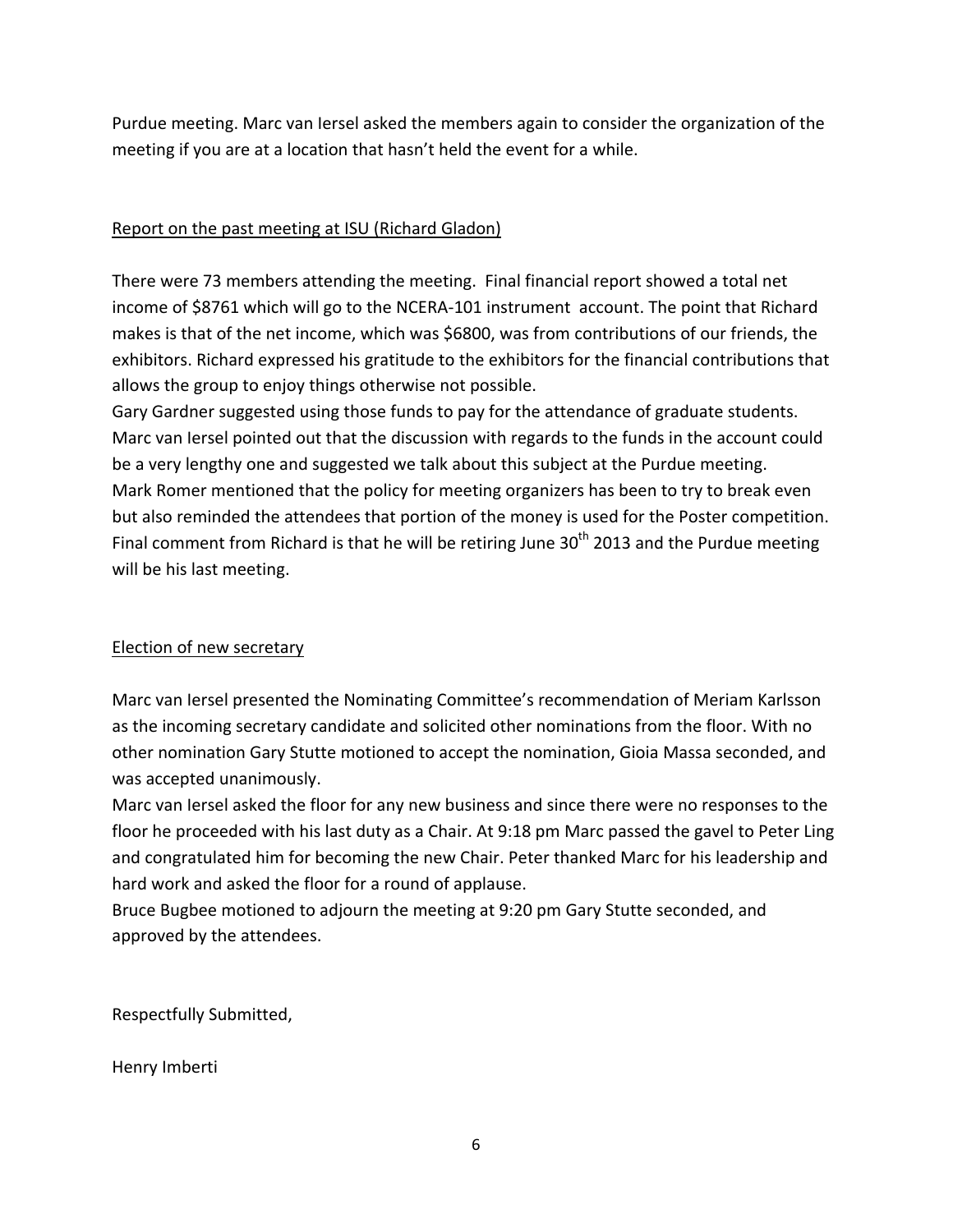Purdue meeting. Marc van Iersel asked the members again to consider the organization of the meeting if you are at a location that hasn't held the event for a while.

<u>Report on the past meeting at ISU (Richard Gladon)</u>

There were 73 members attending the meeting. Final financial report showed a total net income of $8761 which will go to the NCERA-101 instrument account. The point that Richard makes is that of the net income, which was $6800, was from contributions of our friends, the exhibitors. Richard expressed his gratitude to the exhibitors for the financial contributions that allows the group to enjoy things otherwise not possible.
Gary Gardner suggested using those funds to pay for the attendance of graduate students. Marc van Iersel pointed out that the discussion with regards to the funds in the account could be a very lengthy one and suggested we talk about this subject at the Purdue meeting.
Mark Romer mentioned that the policy for meeting organizers has been to try to break even but also reminded the attendees that portion of the money is used for the Poster competition.
Final comment from Richard is that he will be retiring June 30th 2013 and the Purdue meeting will be his last meeting.

<u>Election of new secretary</u>

Marc van Iersel presented the Nominating Committee's recommendation of Meriam Karlsson as the incoming secretary candidate and solicited other nominations from the floor. With no other nomination Gary Stutte motioned to accept the nomination, Gioia Massa seconded, and was accepted unanimously.
Marc van Iersel asked the floor for any new business and since there were no responses to the floor he proceeded with his last duty as a Chair. At 9:18 pm Marc passed the gavel to Peter Ling and congratulated him for becoming the new Chair. Peter thanked Marc for his leadership and hard work and asked the floor for a round of applause.
Bruce Bugbee motioned to adjourn the meeting at 9:20 pm Gary Stutte seconded, and approved by the attendees.

Respectfully Submitted,

Henry Imberti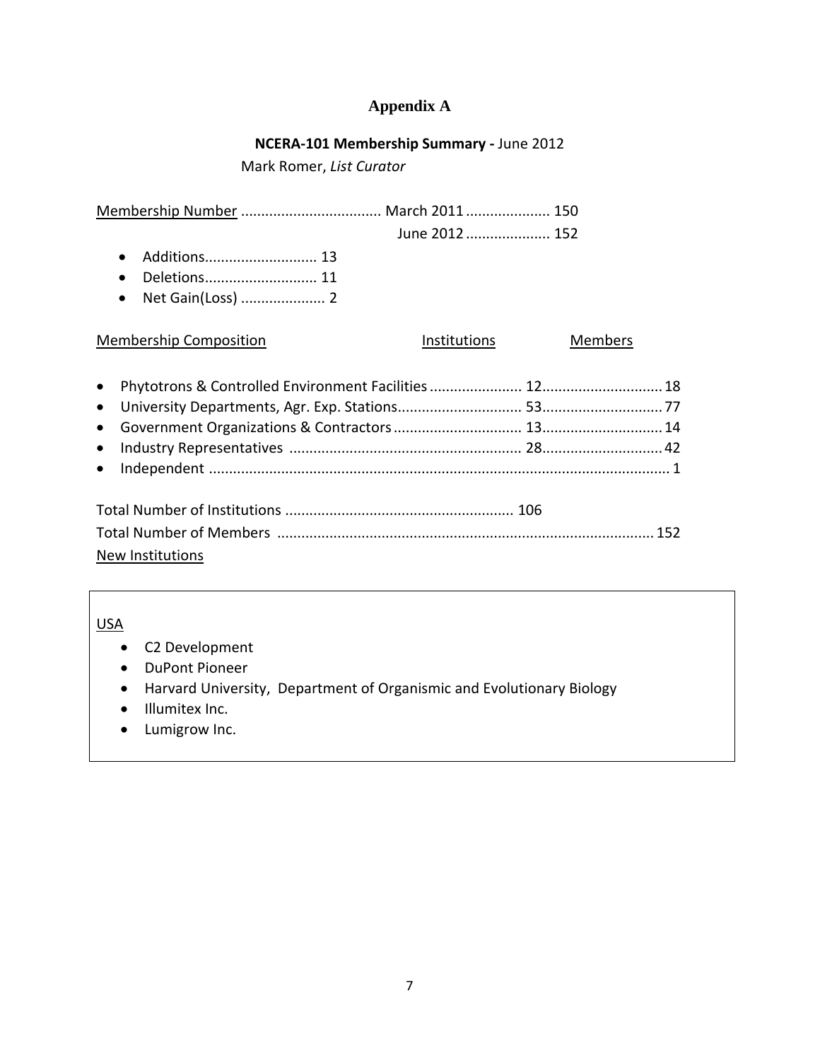# Appendix A

**NCERA-101 Membership Summary -** June 2012

Mark Romer, *List Curator*

Membership Number .................................. March 2011 ..................... 150
June 2012 ..................... 152

- Additions............................ 13
- Deletions............................ 11
- Net Gain(Loss) ..................... 2

| Membership Composition | Institutions | Members |
|---|---|---|
| Phytotrons & Controlled Environment Facilities | 12 | 18 |
| University Departments, Agr. Exp. Stations | 53 | 77 |
| Government Organizations & Contractors | 13 | 14 |
| Industry Representatives | 28 | 42 |
| Independent | | 1 |

Total Number of Institutions ........................................................ 106

Total Number of Members ............................................................................................ 152

New Institutions

USA

- C2 Development
- DuPont Pioneer
- Harvard University, Department of Organismic and Evolutionary Biology
- Illumitex Inc.
- Lumigrow Inc.